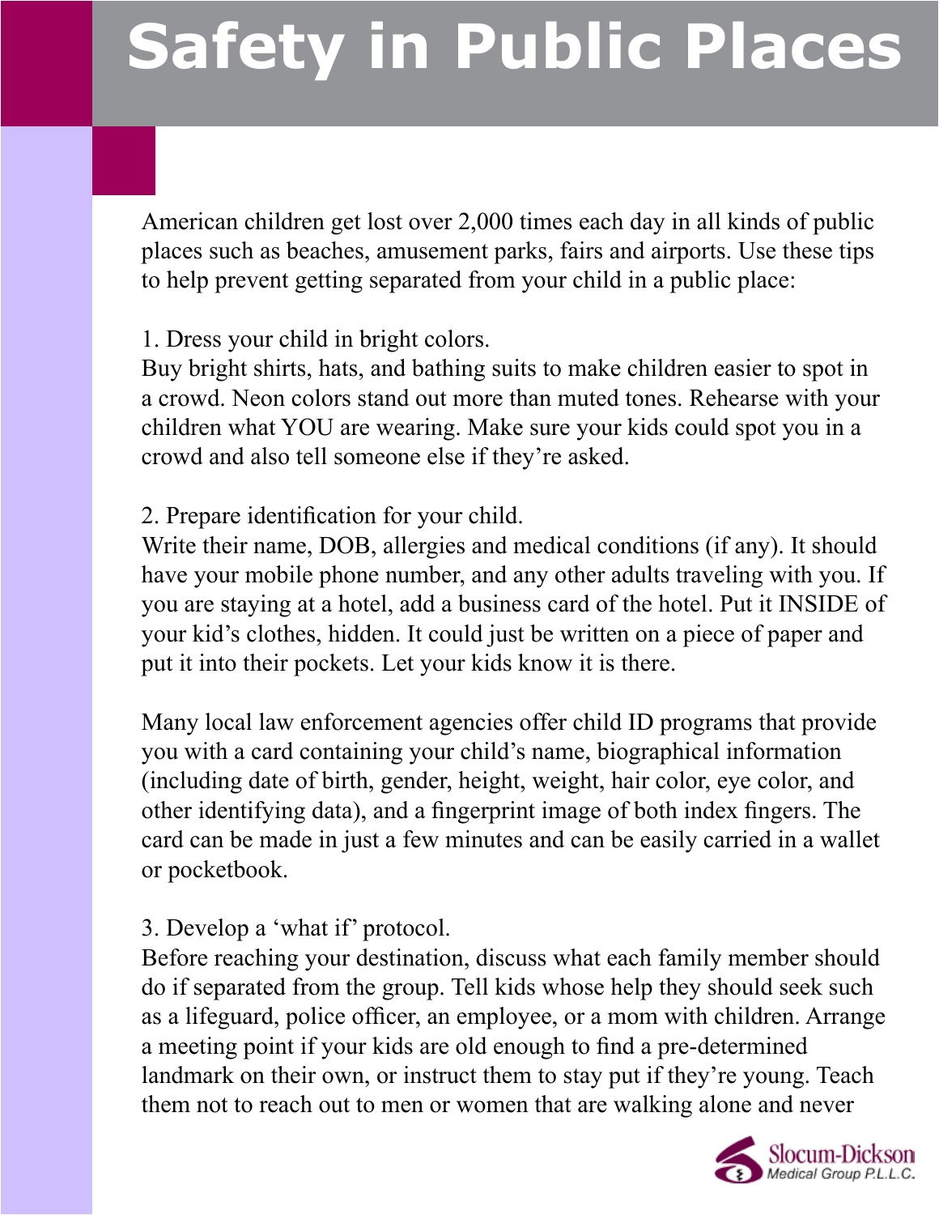# Safety in Public Places

American children get lost over 2,000 times each day in all kinds of public places such as beaches, amusement parks, fairs and airports. Use these tips to help prevent getting separated from your child in a public place:

1. Dress your child in bright colors.
Buy bright shirts, hats, and bathing suits to make children easier to spot in a crowd. Neon colors stand out more than muted tones. Rehearse with your children what YOU are wearing. Make sure your kids could spot you in a crowd and also tell someone else if they're asked.

2. Prepare identification for your child.
Write their name, DOB, allergies and medical conditions (if any). It should have your mobile phone number, and any other adults traveling with you. If you are staying at a hotel, add a business card of the hotel. Put it INSIDE of your kid's clothes, hidden. It could just be written on a piece of paper and put it into their pockets. Let your kids know it is there.

Many local law enforcement agencies offer child ID programs that provide you with a card containing your child's name, biographical information (including date of birth, gender, height, weight, hair color, eye color, and other identifying data), and a fingerprint image of both index fingers. The card can be made in just a few minutes and can be easily carried in a wallet or pocketbook.

3. Develop a 'what if' protocol.
Before reaching your destination, discuss what each family member should do if separated from the group. Tell kids whose help they should seek such as a lifeguard, police officer, an employee, or a mom with children. Arrange a meeting point if your kids are old enough to find a pre-determined landmark on their own, or instruct them to stay put if they're young. Teach them not to reach out to men or women that are walking alone and never

Slocum-Dickson Medical Group P.L.L.C.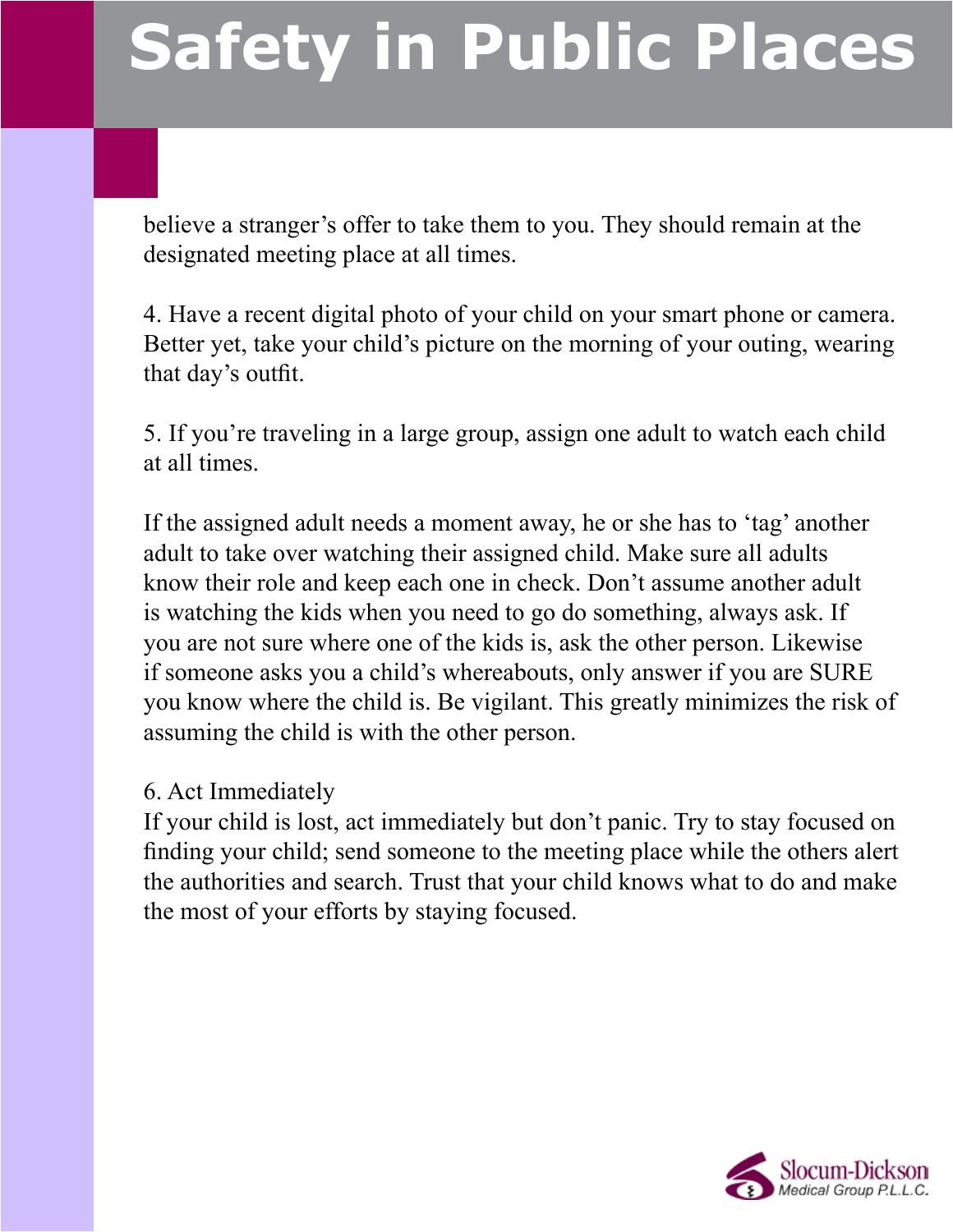believe a stranger's offer to take them to you. They should remain at the designated meeting place at all times.

4. Have a recent digital photo of your child on your smart phone or camera. Better yet, take your child's picture on the morning of your outing, wearing that day's outfit.

5. If you're traveling in a large group, assign one adult to watch each child at all times.

If the assigned adult needs a moment away, he or she has to 'tag' another adult to take over watching their assigned child. Make sure all adults know their role and keep each one in check. Don't assume another adult is watching the kids when you need to go do something, always ask. If you are not sure where one of the kids is, ask the other person. Likewise if someone asks you a child's whereabouts, only answer if you are SURE you know where the child is. Be vigilant. This greatly minimizes the risk of assuming the child is with the other person.

6. Act Immediately
If your child is lost, act immediately but don't panic. Try to stay focused on finding your child; send someone to the meeting place while the others alert the authorities and search. Trust that your child knows what to do and make the most of your efforts by staying focused.